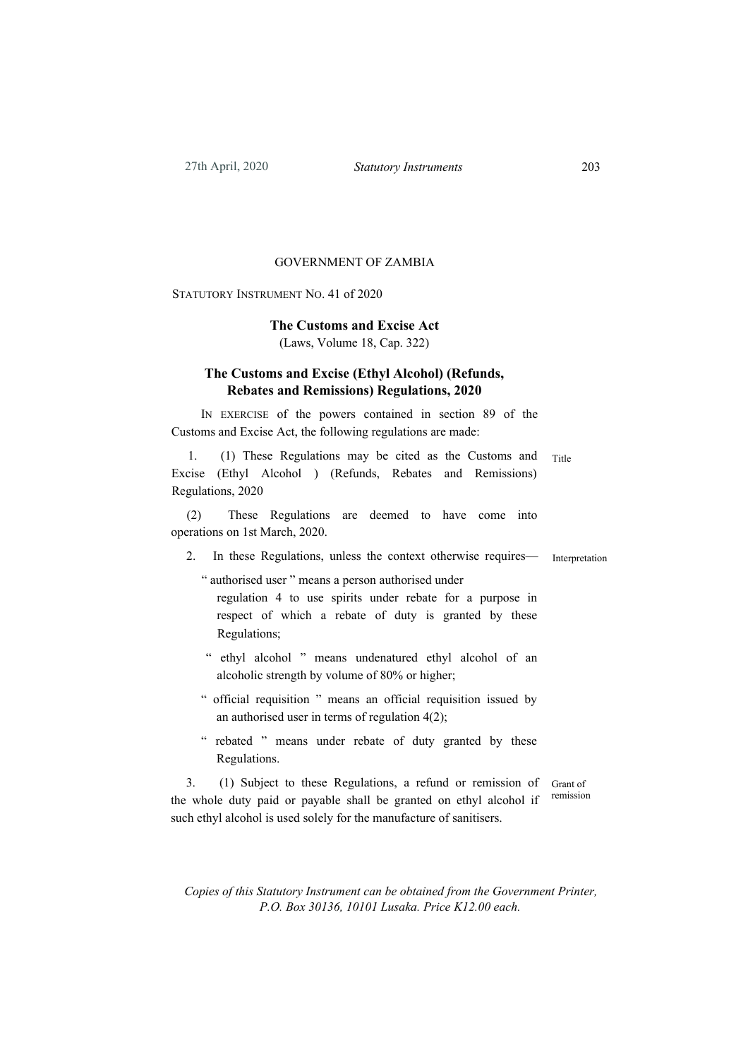GOVERNMENT OF ZAMBIA

STATUTORY INSTRUMENT NO. 41 of 2020

**The Customs and Excise Act**
(Laws, Volume 18, Cap. 322)

## The Customs and Excise (Ethyl Alcohol) (Refunds, Rebates and Remissions) Regulations, 2020

IN EXERCISE of the powers contained in section 89 of the Customs and Excise Act, the following regulations are made:

Title

1. (1) These Regulations may be cited as the Customs and Excise (Ethyl Alcohol ) (Refunds, Rebates and Remissions) Regulations, 2020

(2) These Regulations are deemed to have come into operations on 1st March, 2020.

Interpretation

2. In these Regulations, unless the context otherwise requires—

" authorised user " means a person authorised under regulation 4 to use spirits under rebate for a purpose in respect of which a rebate of duty is granted by these Regulations;

" ethyl alcohol " means undenatured ethyl alcohol of an alcoholic strength by volume of 80% or higher;

" official requisition " means an official requisition issued by an authorised user in terms of regulation 4(2);

" rebated " means under rebate of duty granted by these Regulations.

Grant of remission

3. (1) Subject to these Regulations, a refund or remission of the whole duty paid or payable shall be granted on ethyl alcohol if such ethyl alcohol is used solely for the manufacture of sanitisers.

*Copies of this Statutory Instrument can be obtained from the Government Printer, P.O. Box 30136, 10101 Lusaka. Price K12.00 each.*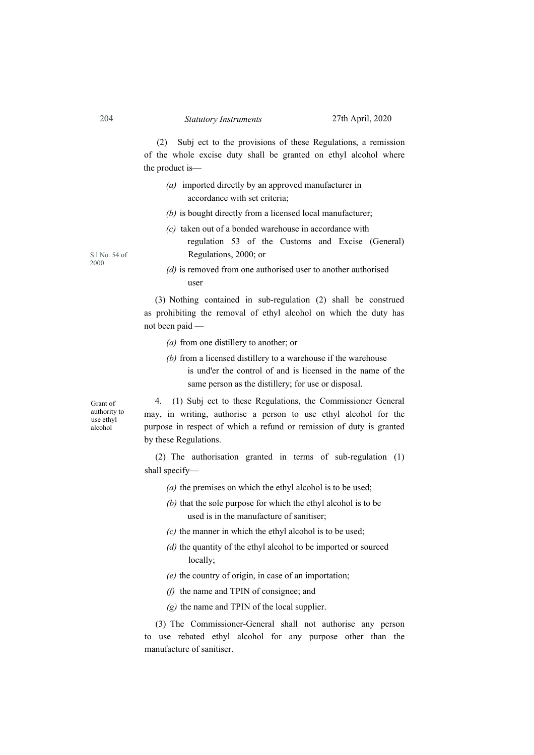(2) Subj ect to the provisions of these Regulations, a remission of the whole excise duty shall be granted on ethyl alcohol where the product is—

*(a)* imported directly by an approved manufacturer in accordance with set criteria;

*(b)* is bought directly from a licensed local manufacturer;

*(c)* taken out of a bonded warehouse in accordance with regulation 53 of the Customs and Excise (General) Regulations, 2000; or

S.I No. 54 of 2000

*(d)* is removed from one authorised user to another authorised user

(3) Nothing contained in sub-regulation (2) shall be construed as prohibiting the removal of ethyl alcohol on which the duty has not been paid —

*(a)* from one distillery to another; or

*(b)* from a licensed distillery to a warehouse if the warehouse is und'er the control of and is licensed in the name of the same person as the distillery; for use or disposal.

Grant of authority to use ethyl alcohol

4. (1) Subj ect to these Regulations, the Commissioner General may, in writing, authorise a person to use ethyl alcohol for the purpose in respect of which a refund or remission of duty is granted by these Regulations.

(2) The authorisation granted in terms of sub-regulation (1) shall specify—

*(a)* the premises on which the ethyl alcohol is to be used;

*(b)* that the sole purpose for which the ethyl alcohol is to be used is in the manufacture of sanitiser;

*(c)* the manner in which the ethyl alcohol is to be used;

*(d)* the quantity of the ethyl alcohol to be imported or sourced locally;

*(e)* the country of origin, in case of an importation;

*(f)* the name and TPIN of consignee; and

*(g)* the name and TPIN of the local supplier.

(3) The Commissioner-General shall not authorise any person to use rebated ethyl alcohol for any purpose other than the manufacture of sanitiser.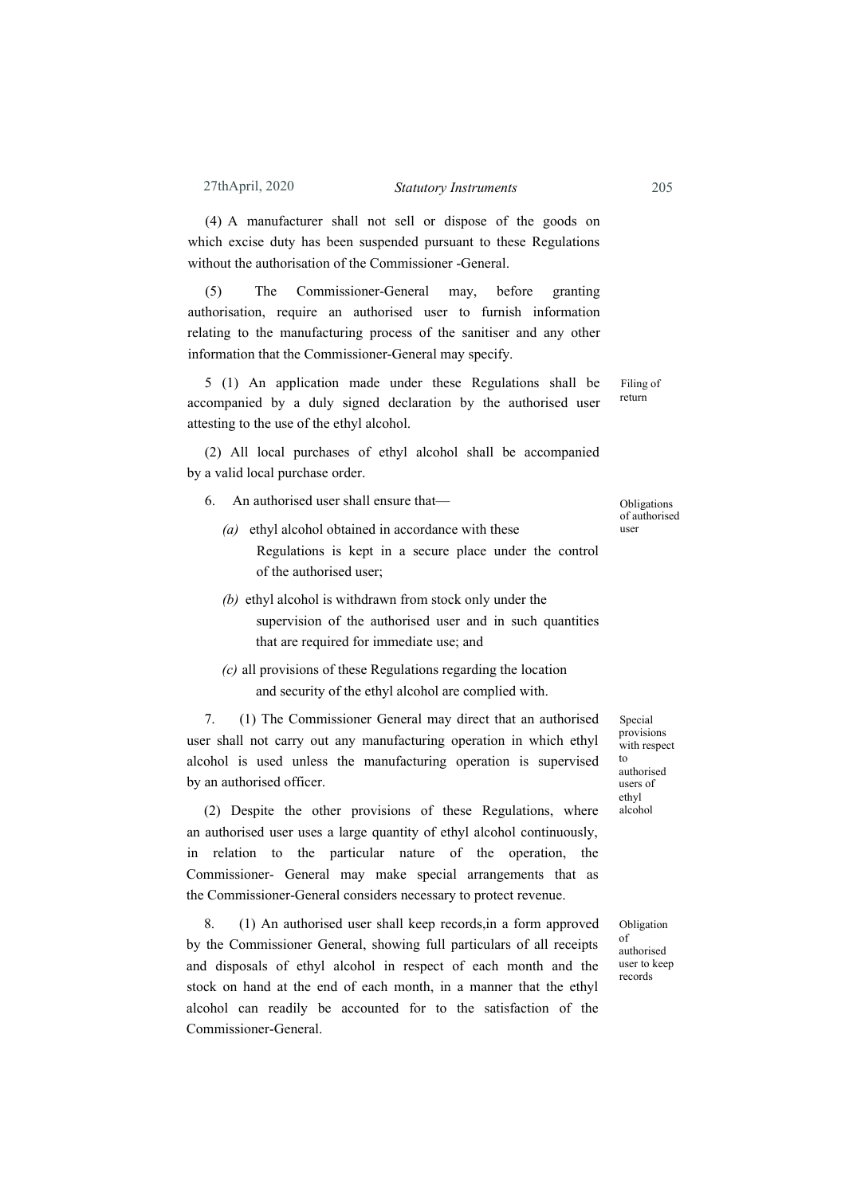(4) A manufacturer shall not sell or dispose of the goods on which excise duty has been suspended pursuant to these Regulations without the authorisation of the Commissioner -General.

(5) The Commissioner-General may, before granting authorisation, require an authorised user to furnish information relating to the manufacturing process of the sanitiser and any other information that the Commissioner-General may specify.

**Filing of return**

5 (1) An application made under these Regulations shall be accompanied by a duly signed declaration by the authorised user attesting to the use of the ethyl alcohol.

(2) All local purchases of ethyl alcohol shall be accompanied by a valid local purchase order.

**Obligations of authorised user**

6. An authorised user shall ensure that—

*(a)* ethyl alcohol obtained in accordance with these Regulations is kept in a secure place under the control of the authorised user;

*(b)* ethyl alcohol is withdrawn from stock only under the supervision of the authorised user and in such quantities that are required for immediate use; and

*(c)* all provisions of these Regulations regarding the location and security of the ethyl alcohol are complied with.

**Special provisions with respect to authorised users of ethyl alcohol**

7. (1) The Commissioner General may direct that an authorised user shall not carry out any manufacturing operation in which ethyl alcohol is used unless the manufacturing operation is supervised by an authorised officer.

(2) Despite the other provisions of these Regulations, where an authorised user uses a large quantity of ethyl alcohol continuously, in relation to the particular nature of the operation, the Commissioner- General may make special arrangements that as the Commissioner-General considers necessary to protect revenue.

**Obligation of authorised user to keep records**

8. (1) An authorised user shall keep records,in a form approved by the Commissioner General, showing full particulars of all receipts and disposals of ethyl alcohol in respect of each month and the stock on hand at the end of each month, in a manner that the ethyl alcohol can readily be accounted for to the satisfaction of the Commissioner-General.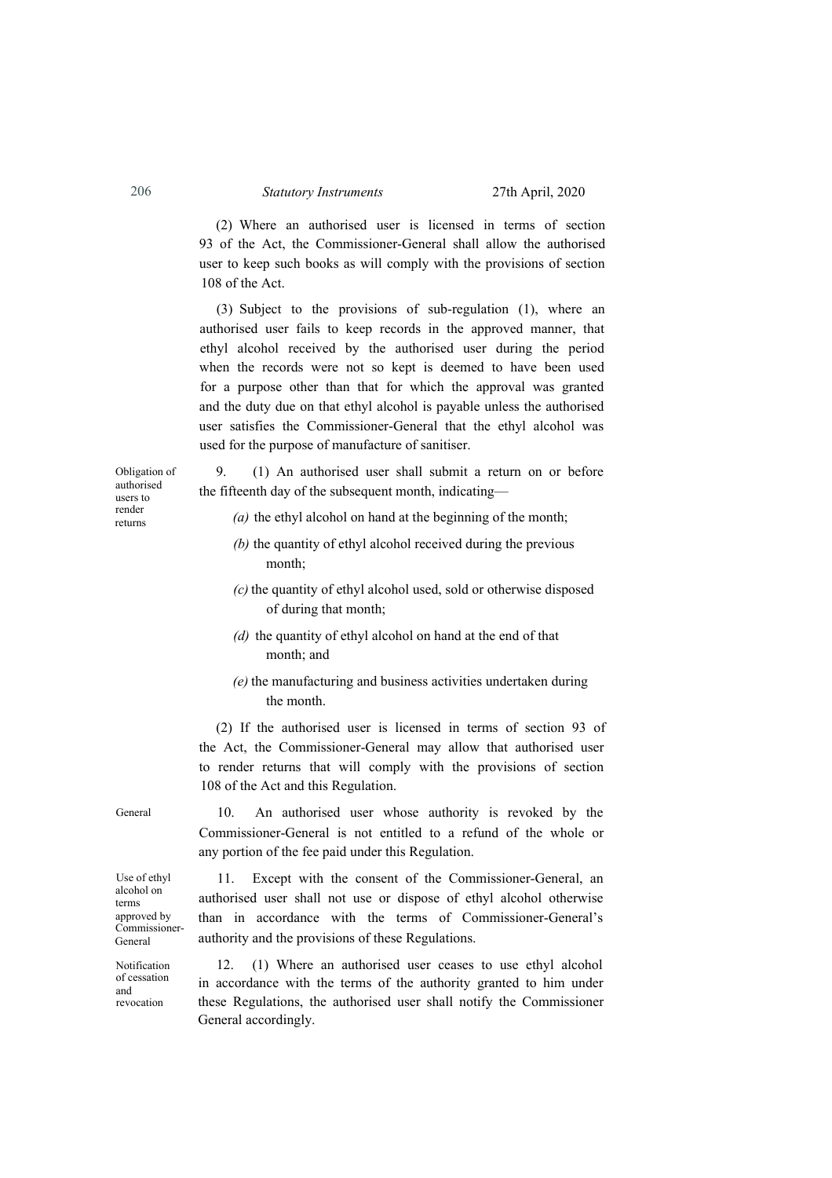(2) Where an authorised user is licensed in terms of section 93 of the Act, the Commissioner-General shall allow the authorised user to keep such books as will comply with the provisions of section 108 of the Act.

(3) Subject to the provisions of sub-regulation (1), where an authorised user fails to keep records in the approved manner, that ethyl alcohol received by the authorised user during the period when the records were not so kept is deemed to have been used for a purpose other than that for which the approval was granted and the duty due on that ethyl alcohol is payable unless the authorised user satisfies the Commissioner-General that the ethyl alcohol was used for the purpose of manufacture of sanitiser.

*Obligation of authorised users to render returns*

9. (1) An authorised user shall submit a return on or before the fifteenth day of the subsequent month, indicating—

*(a)* the ethyl alcohol on hand at the beginning of the month;

*(b)* the quantity of ethyl alcohol received during the previous month;

*(c)* the quantity of ethyl alcohol used, sold or otherwise disposed of during that month;

*(d)* the quantity of ethyl alcohol on hand at the end of that month; and

*(e)* the manufacturing and business activities undertaken during the month.

(2) If the authorised user is licensed in terms of section 93 of the Act, the Commissioner-General may allow that authorised user to render returns that will comply with the provisions of section 108 of the Act and this Regulation.

*General*

10. An authorised user whose authority is revoked by the Commissioner-General is not entitled to a refund of the whole or any portion of the fee paid under this Regulation.

*Use of ethyl alcohol on terms approved by Commissioner-General*

11. Except with the consent of the Commissioner-General, an authorised user shall not use or dispose of ethyl alcohol otherwise than in accordance with the terms of Commissioner-General's authority and the provisions of these Regulations.

*Notification of cessation and revocation*

12. (1) Where an authorised user ceases to use ethyl alcohol in accordance with the terms of the authority granted to him under these Regulations, the authorised user shall notify the Commissioner General accordingly.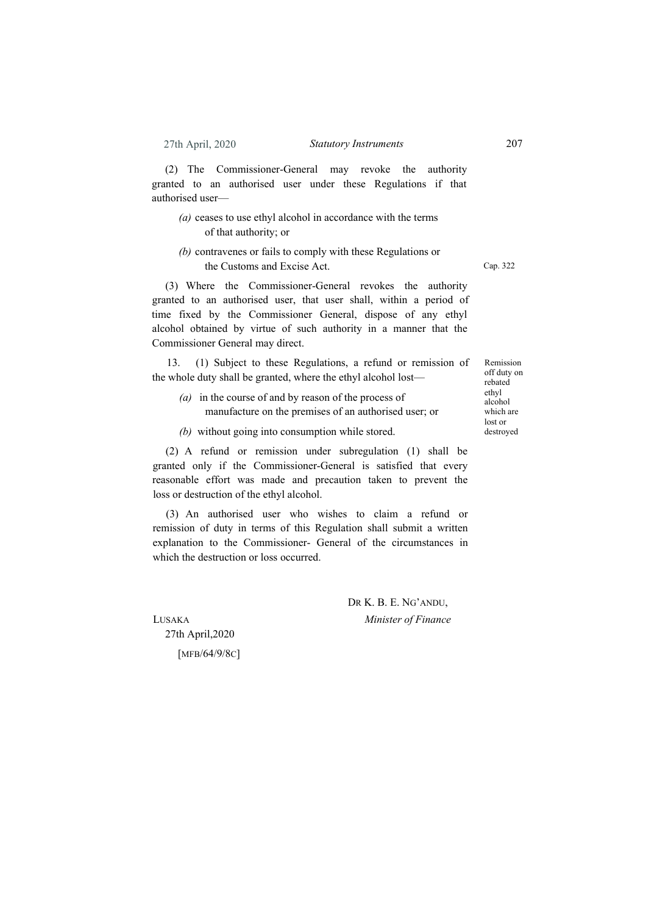(2) The Commissioner-General may revoke the authority granted to an authorised user under these Regulations if that authorised user—

*(a)* ceases to use ethyl alcohol in accordance with the terms of that authority; or

*(b)* contravenes or fails to comply with these Regulations or the Customs and Excise Act.

Cap. 322

(3) Where the Commissioner-General revokes the authority granted to an authorised user, that user shall, within a period of time fixed by the Commissioner General, dispose of any ethyl alcohol obtained by virtue of such authority in a manner that the Commissioner General may direct.

Remission off duty on rebated ethyl alcohol which are lost or destroyed

13. (1) Subject to these Regulations, a refund or remission of the whole duty shall be granted, where the ethyl alcohol lost—

*(a)* in the course of and by reason of the process of manufacture on the premises of an authorised user; or

*(b)* without going into consumption while stored.

(2) A refund or remission under subregulation (1) shall be granted only if the Commissioner-General is satisfied that every reasonable effort was made and precaution taken to prevent the loss or destruction of the ethyl alcohol.

(3) An authorised user who wishes to claim a refund or remission of duty in terms of this Regulation shall submit a written explanation to the Commissioner- General of the circumstances in which the destruction or loss occurred.

DR K. B. E. NG'ANDU,
*Minister of Finance*

LUSAKA
27th April,2020
[MFB/64/9/8C]